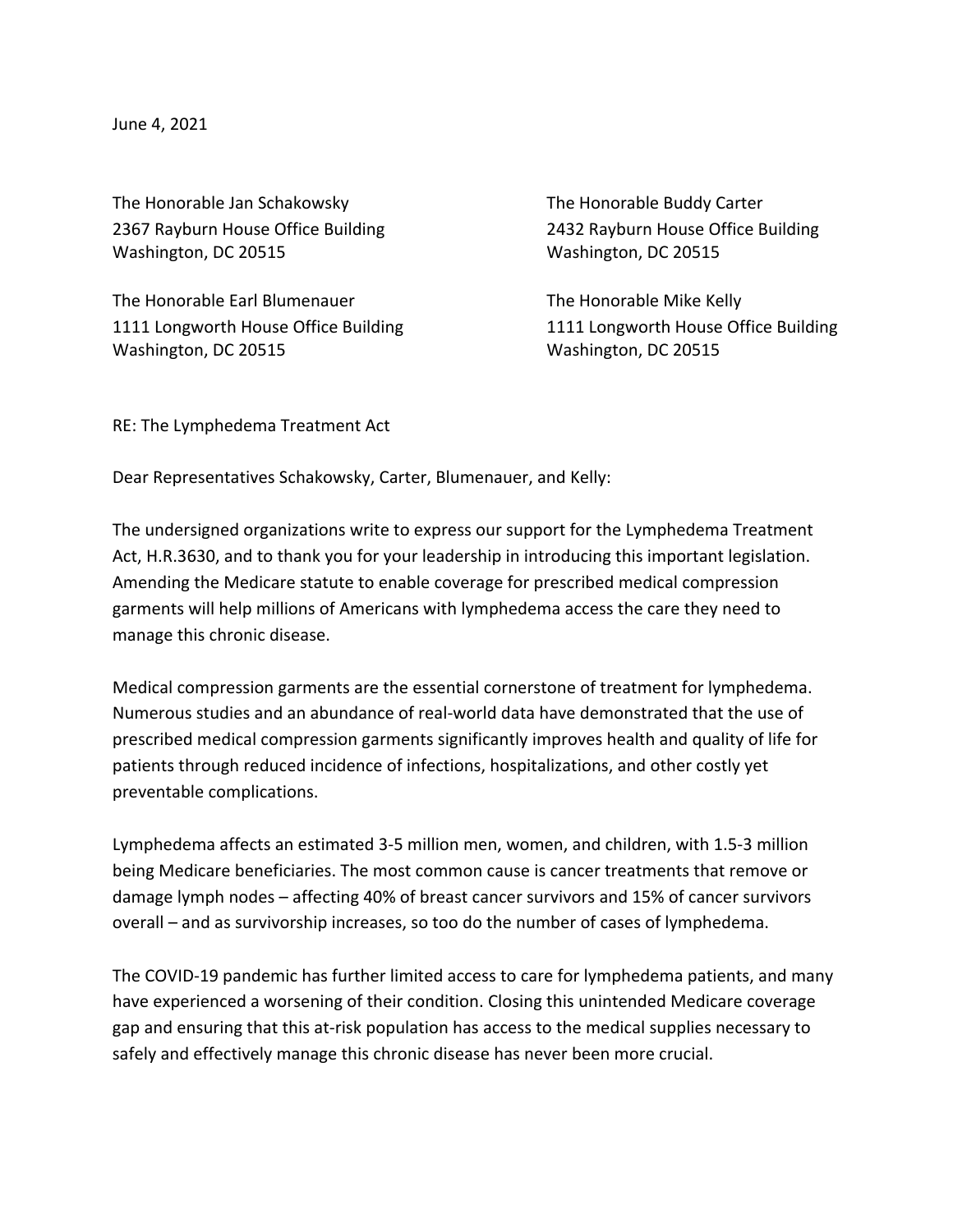June 4, 2021

The Honorable Jan Schakowsky
2367 Rayburn House Office Building
Washington, DC 20515

The Honorable Buddy Carter
2432 Rayburn House Office Building
Washington, DC 20515

The Honorable Earl Blumenauer
1111 Longworth House Office Building
Washington, DC 20515

The Honorable Mike Kelly
1111 Longworth House Office Building
Washington, DC 20515

RE: The Lymphedema Treatment Act

Dear Representatives Schakowsky, Carter, Blumenauer, and Kelly:

The undersigned organizations write to express our support for the Lymphedema Treatment Act, H.R.3630, and to thank you for your leadership in introducing this important legislation. Amending the Medicare statute to enable coverage for prescribed medical compression garments will help millions of Americans with lymphedema access the care they need to manage this chronic disease.

Medical compression garments are the essential cornerstone of treatment for lymphedema. Numerous studies and an abundance of real-world data have demonstrated that the use of prescribed medical compression garments significantly improves health and quality of life for patients through reduced incidence of infections, hospitalizations, and other costly yet preventable complications.

Lymphedema affects an estimated 3-5 million men, women, and children, with 1.5-3 million being Medicare beneficiaries. The most common cause is cancer treatments that remove or damage lymph nodes – affecting 40% of breast cancer survivors and 15% of cancer survivors overall – and as survivorship increases, so too do the number of cases of lymphedema.

The COVID-19 pandemic has further limited access to care for lymphedema patients, and many have experienced a worsening of their condition. Closing this unintended Medicare coverage gap and ensuring that this at-risk population has access to the medical supplies necessary to safely and effectively manage this chronic disease has never been more crucial.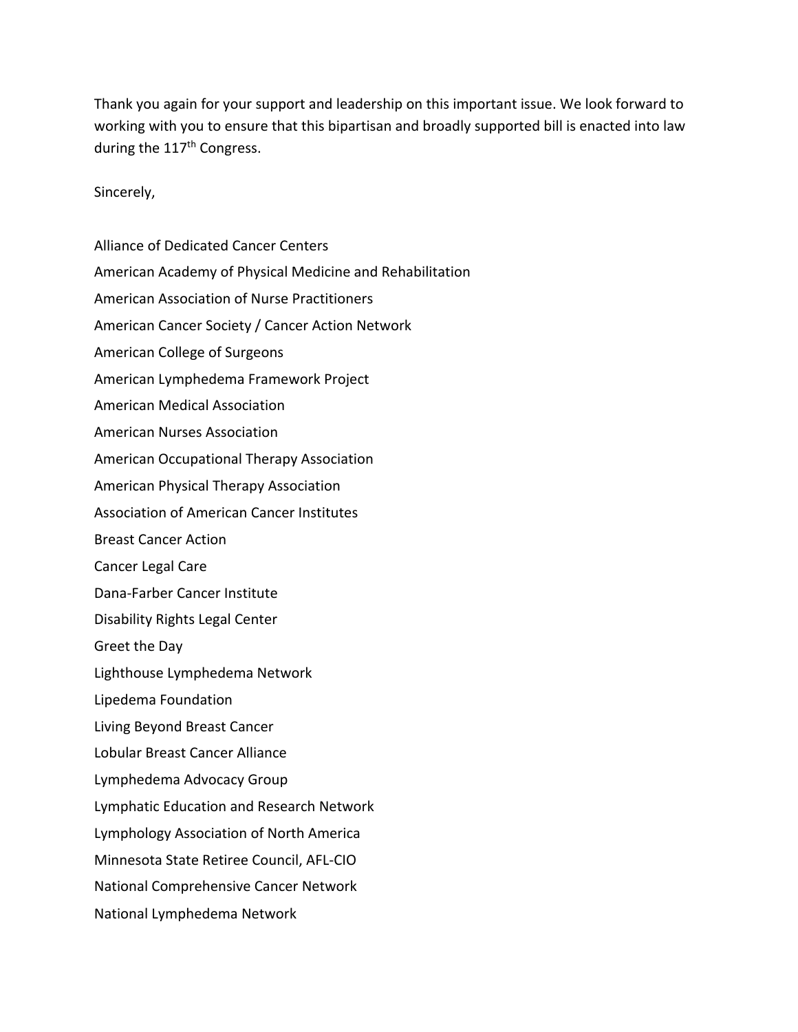Thank you again for your support and leadership on this important issue. We look forward to working with you to ensure that this bipartisan and broadly supported bill is enacted into law during the 117th Congress.

Sincerely,

Alliance of Dedicated Cancer Centers

American Academy of Physical Medicine and Rehabilitation

American Association of Nurse Practitioners

American Cancer Society / Cancer Action Network

American College of Surgeons

American Lymphedema Framework Project

American Medical Association

American Nurses Association

American Occupational Therapy Association

American Physical Therapy Association

Association of American Cancer Institutes

Breast Cancer Action

Cancer Legal Care

Dana-Farber Cancer Institute

Disability Rights Legal Center

Greet the Day

Lighthouse Lymphedema Network

Lipedema Foundation

Living Beyond Breast Cancer

Lobular Breast Cancer Alliance

Lymphedema Advocacy Group

Lymphatic Education and Research Network

Lymphology Association of North America

Minnesota State Retiree Council, AFL-CIO

National Comprehensive Cancer Network

National Lymphedema Network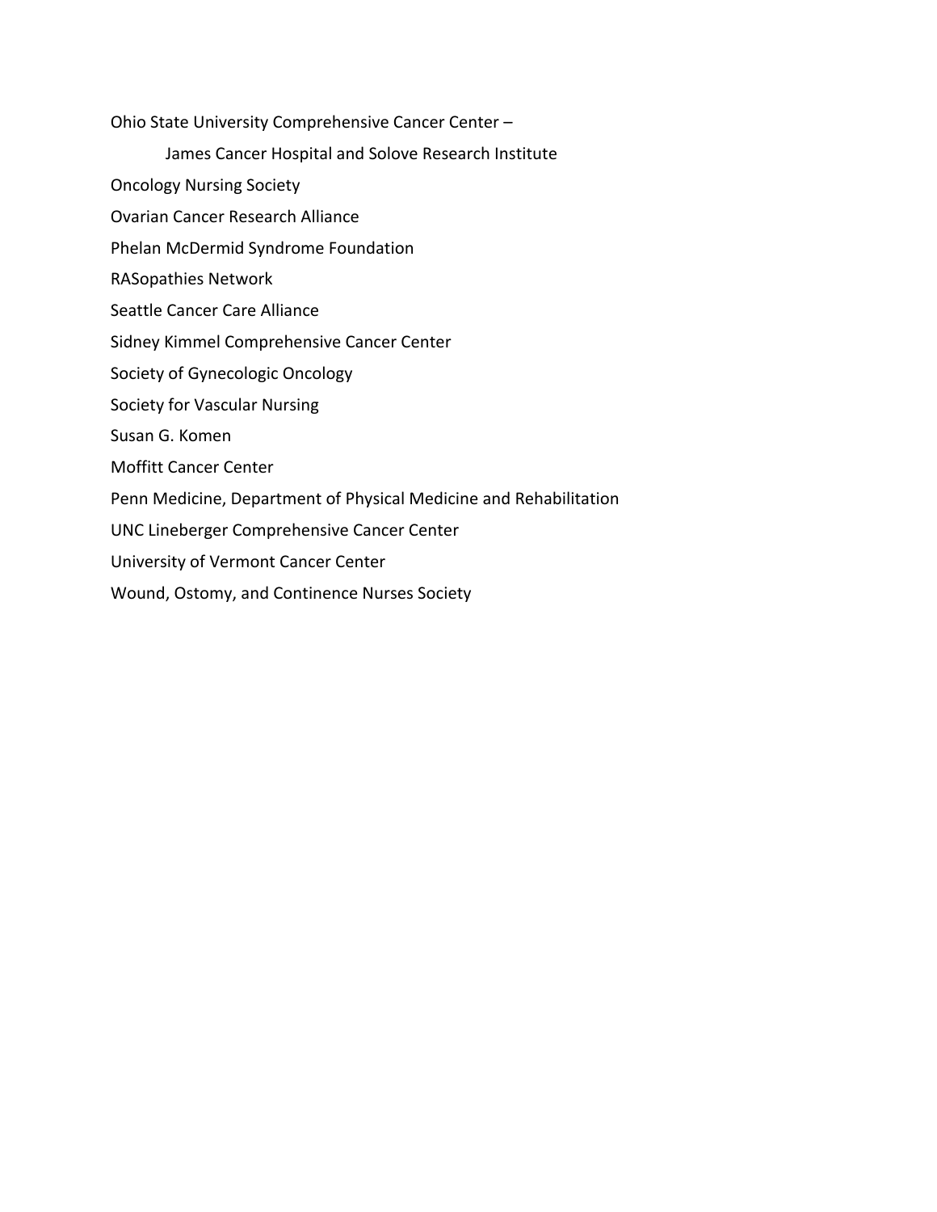Ohio State University Comprehensive Cancer Center –

James Cancer Hospital and Solove Research Institute

Oncology Nursing Society

Ovarian Cancer Research Alliance

Phelan McDermid Syndrome Foundation

RASopathies Network

Seattle Cancer Care Alliance

Sidney Kimmel Comprehensive Cancer Center

Society of Gynecologic Oncology

Society for Vascular Nursing

Susan G. Komen

Moffitt Cancer Center

Penn Medicine, Department of Physical Medicine and Rehabilitation

UNC Lineberger Comprehensive Cancer Center

University of Vermont Cancer Center

Wound, Ostomy, and Continence Nurses Society